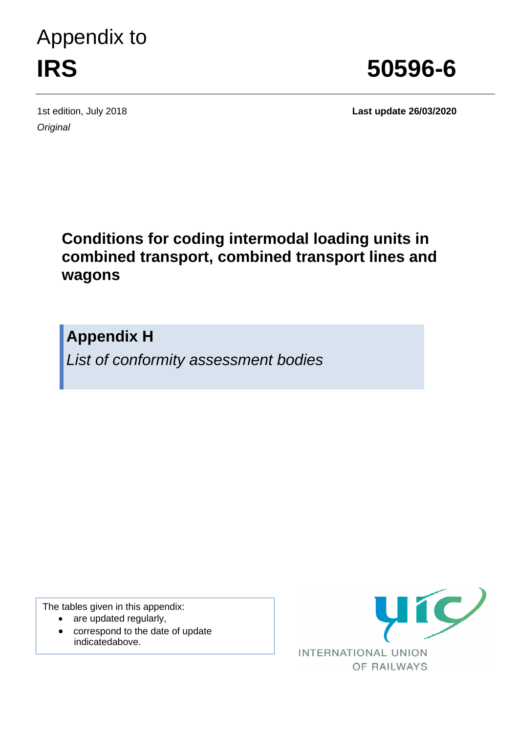# Appendix to

# IRS 50596-6

1st edition, July 2018

*Original*

**Last update 26/03/2020**

## Conditions for coding intermodal loading units in combined transport, combined transport lines and wagons

## Appendix H

*List of conformity assessment bodies*

The tables given in this appendix:

- are updated regularly,
- correspond to the date of update indicatedabove.

INTERNATIONAL UNION OF RAILWAYS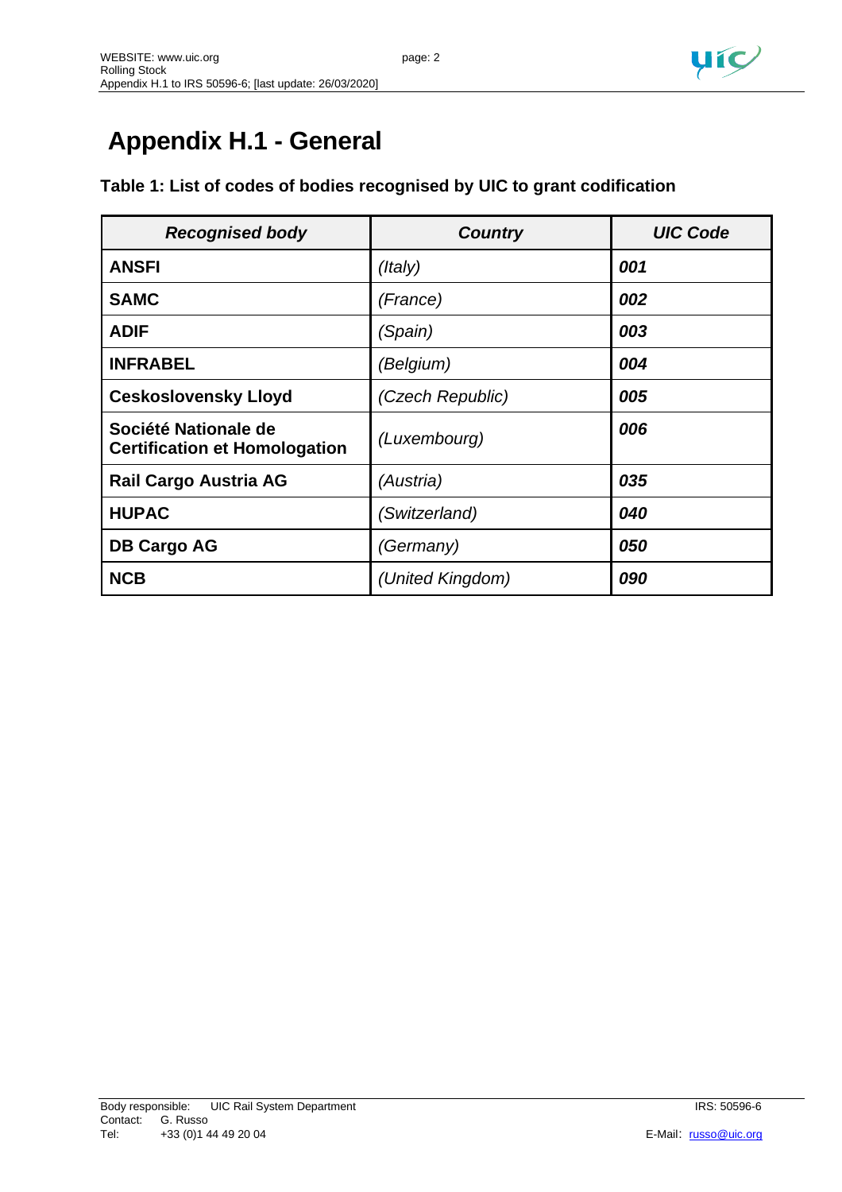# Appendix H.1 - General

**Table 1: List of codes of bodies recognised by UIC to grant codification**

| *Recognised body* | *Country* | *UIC Code* |
|---|---|---|
| **ANSFI** | *(Italy)* | ***001*** |
| **SAMC** | *(France)* | ***002*** |
| **ADIF** | *(Spain)* | ***003*** |
| **INFRABEL** | *(Belgium)* | ***004*** |
| **Ceskoslovensky Lloyd** | *(Czech Republic)* | ***005*** |
| **Société Nationale de Certification et Homologation** | *(Luxembourg)* | ***006*** |
| **Rail Cargo Austria AG** | *(Austria)* | ***035*** |
| **HUPAC** | *(Switzerland)* | ***040*** |
| **DB Cargo AG** | *(Germany)* | ***050*** |
| **NCB** | *(United Kingdom)* | ***090*** |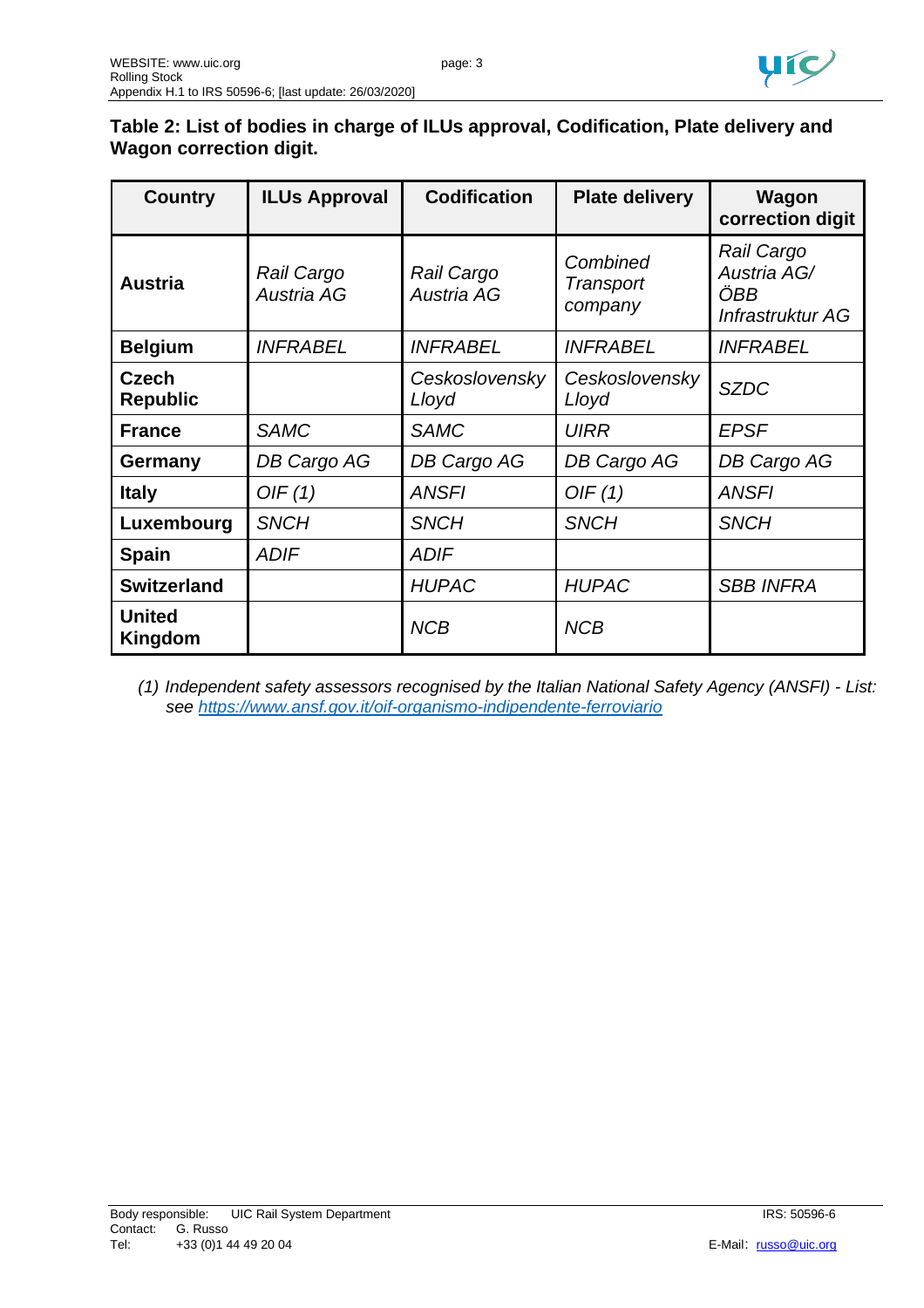**Table 2: List of bodies in charge of ILUs approval, Codification, Plate delivery and Wagon correction digit.**

| Country | ILUs Approval | Codification | Plate delivery | Wagon correction digit |
|---|---|---|---|---|
| **Austria** | *Rail Cargo Austria AG* | *Rail Cargo Austria AG* | *Combined Transport company* | *Rail Cargo Austria AG/ ÖBB Infrastruktur AG* |
| **Belgium** | *INFRABEL* | *INFRABEL* | *INFRABEL* | *INFRABEL* |
| **Czech Republic** | | *Ceskoslovensky Lloyd* | *Ceskoslovensky Lloyd* | *SZDC* |
| **France** | *SAMC* | *SAMC* | *UIRR* | *EPSF* |
| **Germany** | *DB Cargo AG* | *DB Cargo AG* | *DB Cargo AG* | *DB Cargo AG* |
| **Italy** | *OIF (1)* | *ANSFI* | *OIF (1)* | *ANSFI* |
| **Luxembourg** | *SNCH* | *SNCH* | *SNCH* | *SNCH* |
| **Spain** | *ADIF* | *ADIF* | | |
| **Switzerland** | | *HUPAC* | *HUPAC* | *SBB INFRA* |
| **United Kingdom** | | *NCB* | *NCB* | |

*(1) Independent safety assessors recognised by the Italian National Safety Agency (ANSFI) - List: see https://www.ansf.gov.it/oif-organismo-indipendente-ferroviario*